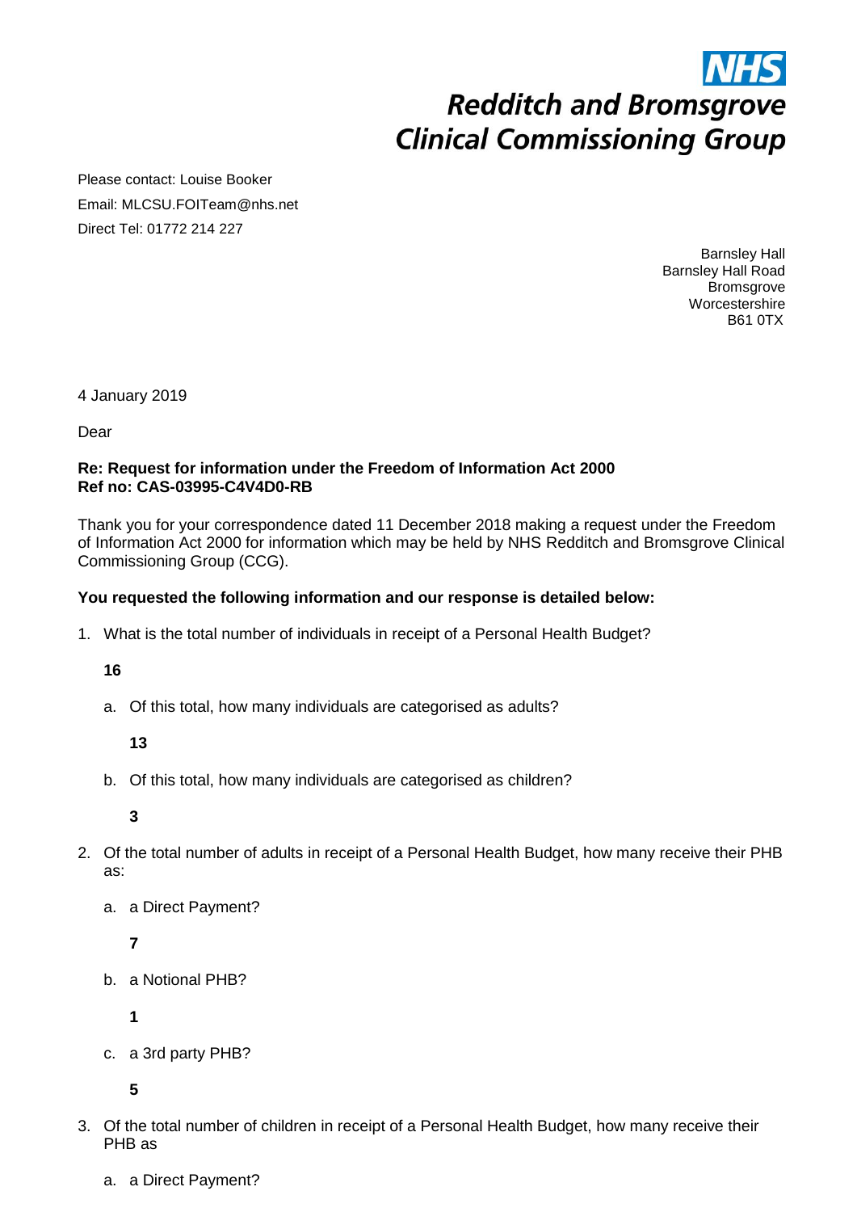# Redditch and Bromsgrove Clinical Commissioning Group

Please contact: Louise Booker
Email: MLCSU.FOITeam@nhs.net
Direct Tel: 01772 214 227

Barnsley Hall
Barnsley Hall Road
Bromsgrove
Worcestershire
B61 0TX

4 January 2019

Dear

**Re: Request for information under the Freedom of Information Act 2000**
**Ref no: CAS-03995-C4V4D0-RB**

Thank you for your correspondence dated 11 December 2018 making a request under the Freedom of Information Act 2000 for information which may be held by NHS Redditch and Bromsgrove Clinical Commissioning Group (CCG).

**You requested the following information and our response is detailed below:**

1. What is the total number of individuals in receipt of a Personal Health Budget?

   **16**

   a. Of this total, how many individuals are categorised as adults?

      **13**

   b. Of this total, how many individuals are categorised as children?

      **3**

2. Of the total number of adults in receipt of a Personal Health Budget, how many receive their PHB as:

   a. a Direct Payment?

      **7**

   b. a Notional PHB?

      **1**

   c. a 3rd party PHB?

      **5**

3. Of the total number of children in receipt of a Personal Health Budget, how many receive their PHB as

   a. a Direct Payment?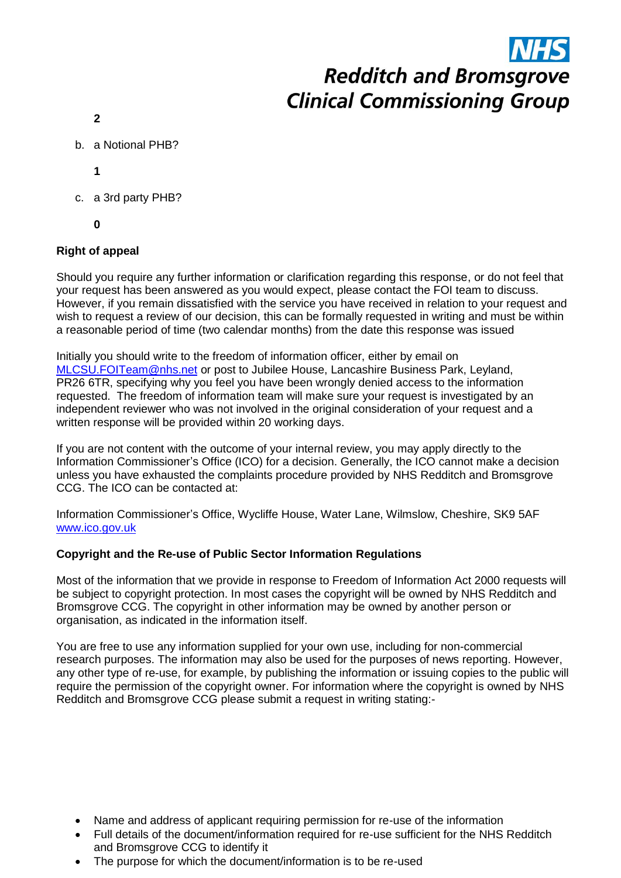**2**

b. a Notional PHB?

**1**

c. a 3rd party PHB?

**0**

**Right of appeal**

Should you require any further information or clarification regarding this response, or do not feel that your request has been answered as you would expect, please contact the FOI team to discuss. However, if you remain dissatisfied with the service you have received in relation to your request and wish to request a review of our decision, this can be formally requested in writing and must be within a reasonable period of time (two calendar months) from the date this response was issued

Initially you should write to the freedom of information officer, either by email on MLCSU.FOITeam@nhs.net or post to Jubilee House, Lancashire Business Park, Leyland, PR26 6TR, specifying why you feel you have been wrongly denied access to the information requested. The freedom of information team will make sure your request is investigated by an independent reviewer who was not involved in the original consideration of your request and a written response will be provided within 20 working days.

If you are not content with the outcome of your internal review, you may apply directly to the Information Commissioner's Office (ICO) for a decision. Generally, the ICO cannot make a decision unless you have exhausted the complaints procedure provided by NHS Redditch and Bromsgrove CCG. The ICO can be contacted at:

Information Commissioner's Office, Wycliffe House, Water Lane, Wilmslow, Cheshire, SK9 5AF
www.ico.gov.uk

**Copyright and the Re-use of Public Sector Information Regulations**

Most of the information that we provide in response to Freedom of Information Act 2000 requests will be subject to copyright protection. In most cases the copyright will be owned by NHS Redditch and Bromsgrove CCG. The copyright in other information may be owned by another person or organisation, as indicated in the information itself.

You are free to use any information supplied for your own use, including for non-commercial research purposes. The information may also be used for the purposes of news reporting. However, any other type of re-use, for example, by publishing the information or issuing copies to the public will require the permission of the copyright owner. For information where the copyright is owned by NHS Redditch and Bromsgrove CCG please submit a request in writing stating:-

- Name and address of applicant requiring permission for re-use of the information
- Full details of the document/information required for re-use sufficient for the NHS Redditch and Bromsgrove CCG to identify it
- The purpose for which the document/information is to be re-used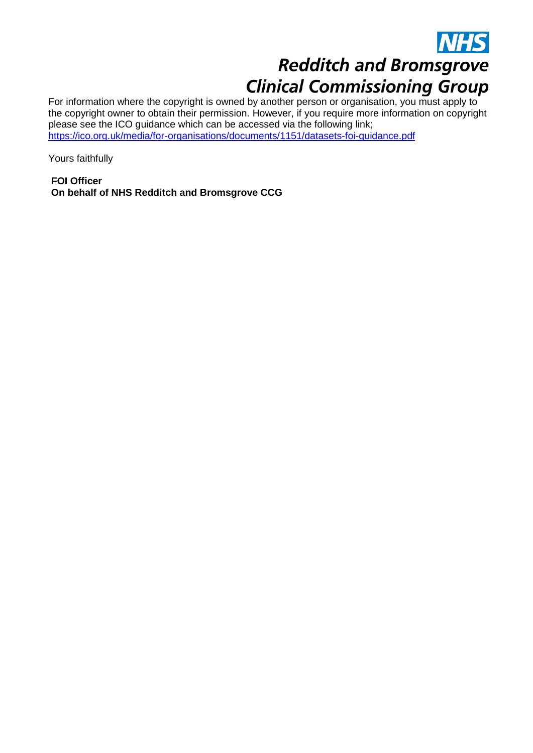NHS
Redditch and Bromsgrove
Clinical Commissioning Group

For information where the copyright is owned by another person or organisation, you must apply to the copyright owner to obtain their permission. However, if you require more information on copyright please see the ICO guidance which can be accessed via the following link; https://ico.org.uk/media/for-organisations/documents/1151/datasets-foi-guidance.pdf

Yours faithfully

**FOI Officer**
**On behalf of NHS Redditch and Bromsgrove CCG**